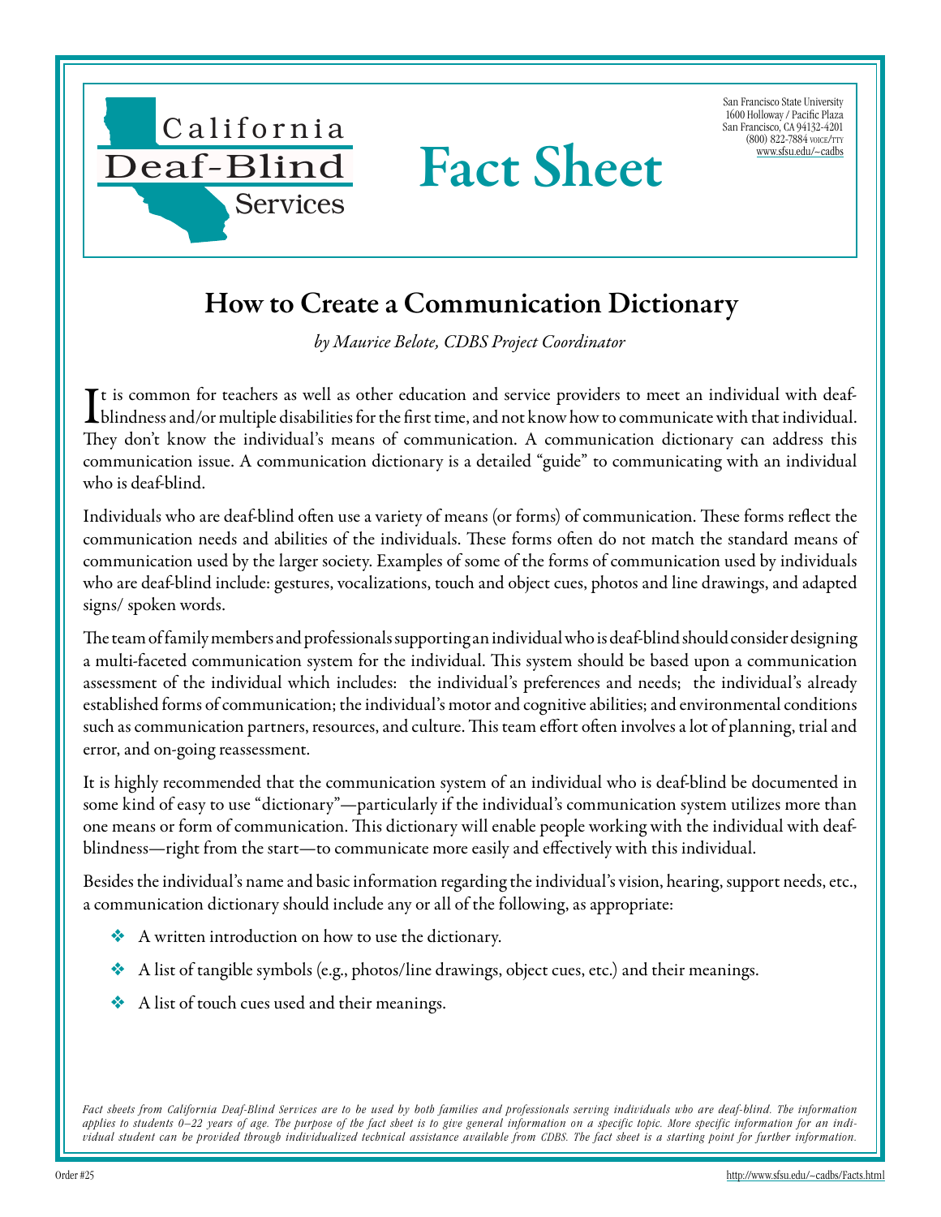California Deaf-Blind Services

# Fact Sheet

San Francisco State University
1600 Holloway / Pacific Plaza
San Francisco, CA 94132-4201
(800) 822-7884 VOICE/TTY
www.sfsu.edu/~cadbs

## How to Create a Communication Dictionary

*by Maurice Belote, CDBS Project Coordinator*

It is common for teachers as well as other education and service providers to meet an individual with deaf-blindness and/or multiple disabilities for the first time, and not know how to communicate with that individual. They don't know the individual's means of communication. A communication dictionary can address this communication issue. A communication dictionary is a detailed "guide" to communicating with an individual who is deaf-blind.

Individuals who are deaf-blind often use a variety of means (or forms) of communication. These forms reflect the communication needs and abilities of the individuals. These forms often do not match the standard means of communication used by the larger society. Examples of some of the forms of communication used by individuals who are deaf-blind include: gestures, vocalizations, touch and object cues, photos and line drawings, and adapted signs/ spoken words.

The team of family members and professionals supporting an individual who is deaf-blind should consider designing a multi-faceted communication system for the individual. This system should be based upon a communication assessment of the individual which includes: the individual's preferences and needs; the individual's already established forms of communication; the individual's motor and cognitive abilities; and environmental conditions such as communication partners, resources, and culture. This team effort often involves a lot of planning, trial and error, and on-going reassessment.

It is highly recommended that the communication system of an individual who is deaf-blind be documented in some kind of easy to use "dictionary"—particularly if the individual's communication system utilizes more than one means or form of communication. This dictionary will enable people working with the individual with deaf-blindness—right from the start—to communicate more easily and effectively with this individual.

Besides the individual's name and basic information regarding the individual's vision, hearing, support needs, etc., a communication dictionary should include any or all of the following, as appropriate:

- A written introduction on how to use the dictionary.
- A list of tangible symbols (e.g., photos/line drawings, object cues, etc.) and their meanings.
- A list of touch cues used and their meanings.

*Fact sheets from California Deaf-Blind Services are to be used by both families and professionals serving individuals who are deaf-blind. The information applies to students 0–22 years of age. The purpose of the fact sheet is to give general information on a specific topic. More specific information for an individual student can be provided through individualized technical assistance available from CDBS. The fact sheet is a starting point for further information.*

Order #25

http://www.sfsu.edu/~cadbs/Facts.html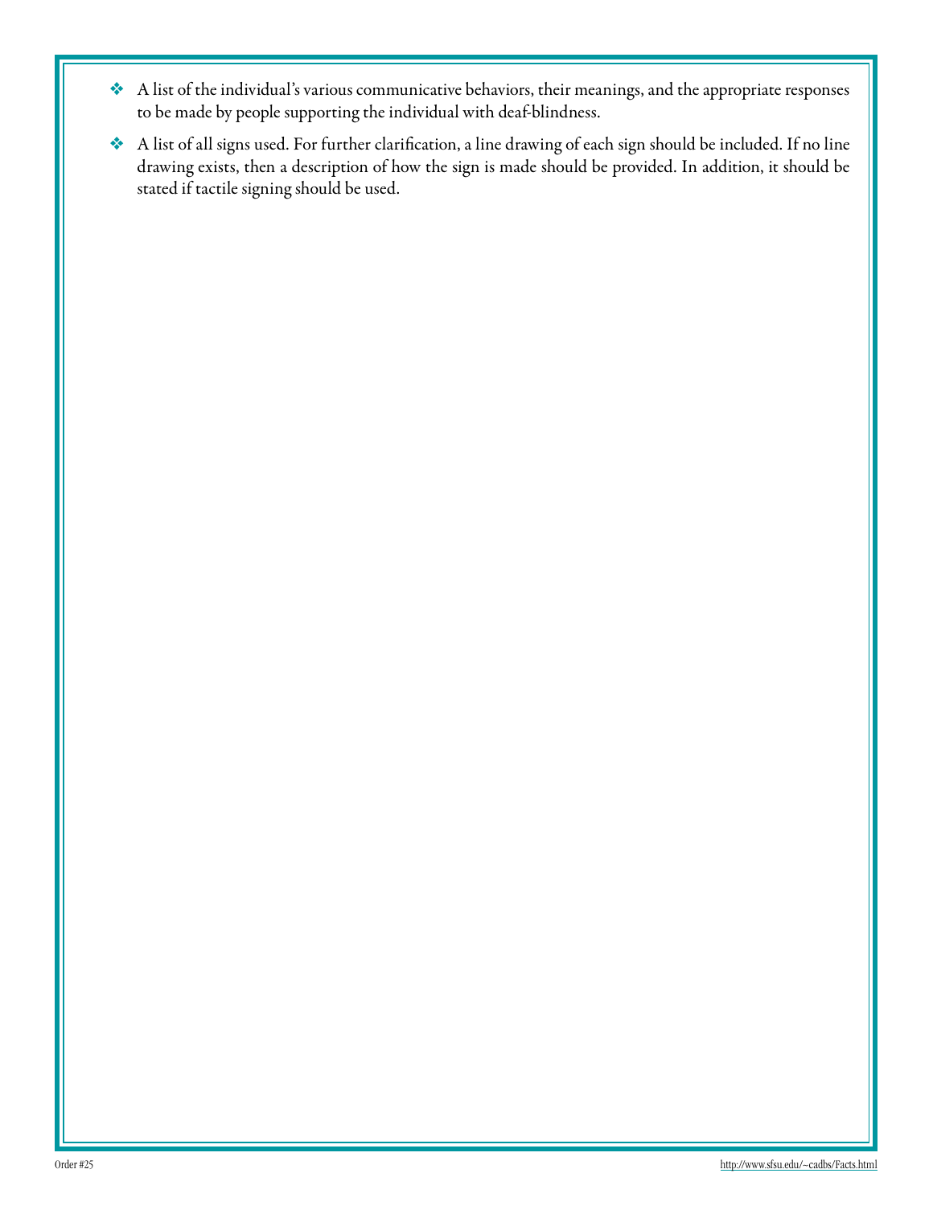- A list of the individual's various communicative behaviors, their meanings, and the appropriate responses to be made by people supporting the individual with deaf-blindness.
- A list of all signs used. For further clarification, a line drawing of each sign should be included. If no line drawing exists, then a description of how the sign is made should be provided. In addition, it should be stated if tactile signing should be used.